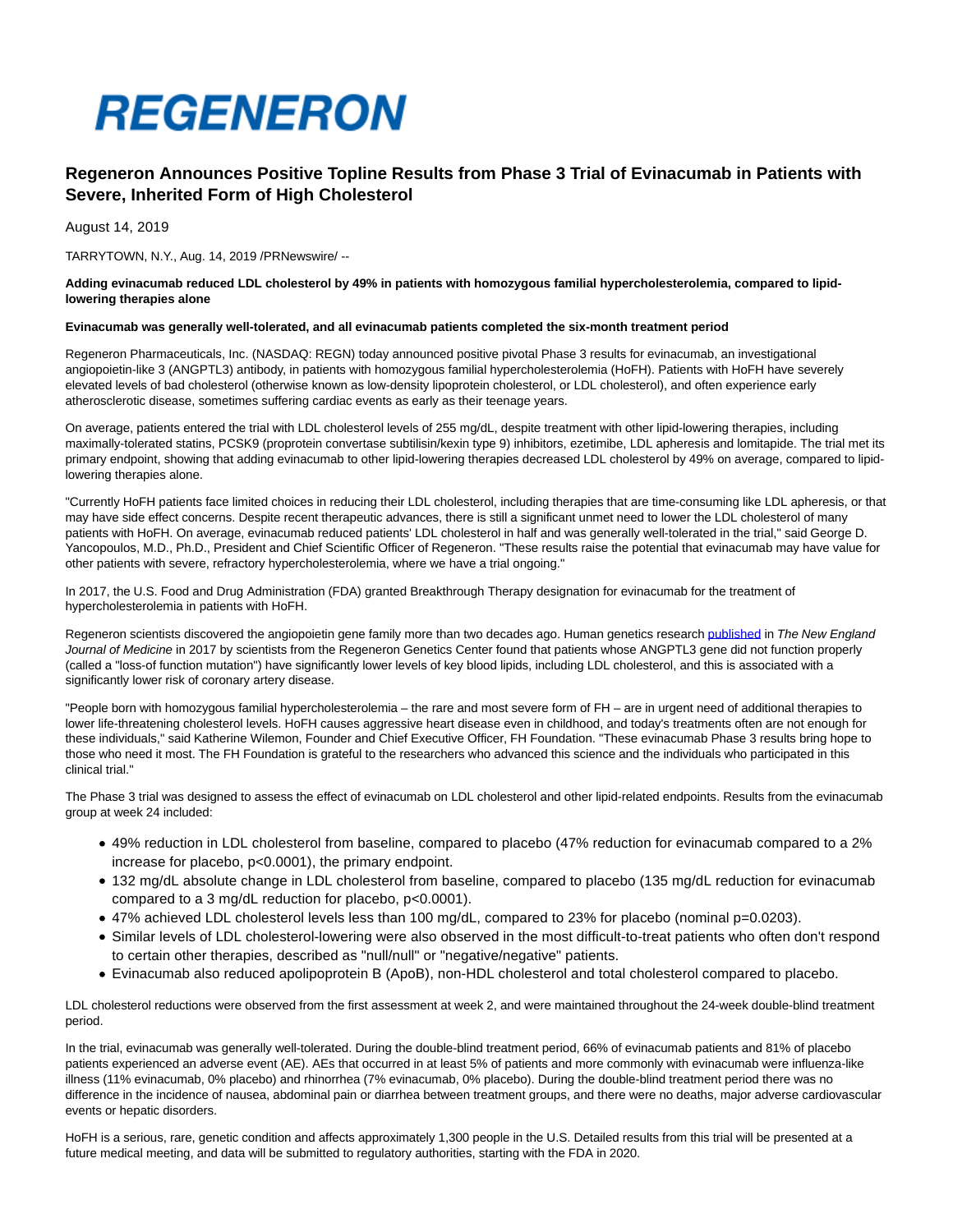# REGENERON

## Regeneron Announces Positive Topline Results from Phase 3 Trial of Evinacumab in Patients with Severe, Inherited Form of High Cholesterol

August 14, 2019

TARRYTOWN, N.Y., Aug. 14, 2019 /PRNewswire/ --

**Adding evinacumab reduced LDL cholesterol by 49% in patients with homozygous familial hypercholesterolemia, compared to lipid-lowering therapies alone**

**Evinacumab was generally well-tolerated, and all evinacumab patients completed the six-month treatment period**

Regeneron Pharmaceuticals, Inc. (NASDAQ: REGN) today announced positive pivotal Phase 3 results for evinacumab, an investigational angiopoietin-like 3 (ANGPTL3) antibody, in patients with homozygous familial hypercholesterolemia (HoFH). Patients with HoFH have severely elevated levels of bad cholesterol (otherwise known as low-density lipoprotein cholesterol, or LDL cholesterol), and often experience early atherosclerotic disease, sometimes suffering cardiac events as early as their teenage years.

On average, patients entered the trial with LDL cholesterol levels of 255 mg/dL, despite treatment with other lipid-lowering therapies, including maximally-tolerated statins, PCSK9 (proprotein convertase subtilisin/kexin type 9) inhibitors, ezetimibe, LDL apheresis and lomitapide. The trial met its primary endpoint, showing that adding evinacumab to other lipid-lowering therapies decreased LDL cholesterol by 49% on average, compared to lipid-lowering therapies alone.

"Currently HoFH patients face limited choices in reducing their LDL cholesterol, including therapies that are time-consuming like LDL apheresis, or that may have side effect concerns. Despite recent therapeutic advances, there is still a significant unmet need to lower the LDL cholesterol of many patients with HoFH. On average, evinacumab reduced patients' LDL cholesterol in half and was generally well-tolerated in the trial," said George D. Yancopoulos, M.D., Ph.D., President and Chief Scientific Officer of Regeneron. "These results raise the potential that evinacumab may have value for other patients with severe, refractory hypercholesterolemia, where we have a trial ongoing."

In 2017, the U.S. Food and Drug Administration (FDA) granted Breakthrough Therapy designation for evinacumab for the treatment of hypercholesterolemia in patients with HoFH.

Regeneron scientists discovered the angiopoietin gene family more than two decades ago. Human genetics research published in *The New England Journal of Medicine* in 2017 by scientists from the Regeneron Genetics Center found that patients whose ANGPTL3 gene did not function properly (called a "loss-of function mutation") have significantly lower levels of key blood lipids, including LDL cholesterol, and this is associated with a significantly lower risk of coronary artery disease.

"People born with homozygous familial hypercholesterolemia – the rare and most severe form of FH – are in urgent need of additional therapies to lower life-threatening cholesterol levels. HoFH causes aggressive heart disease even in childhood, and today's treatments often are not enough for these individuals," said Katherine Wilemon, Founder and Chief Executive Officer, FH Foundation. "These evinacumab Phase 3 results bring hope to those who need it most. The FH Foundation is grateful to the researchers who advanced this science and the individuals who participated in this clinical trial."

The Phase 3 trial was designed to assess the effect of evinacumab on LDL cholesterol and other lipid-related endpoints. Results from the evinacumab group at week 24 included:

- 49% reduction in LDL cholesterol from baseline, compared to placebo (47% reduction for evinacumab compared to a 2% increase for placebo, $p<0.0001$), the primary endpoint.
- 132 mg/dL absolute change in LDL cholesterol from baseline, compared to placebo (135 mg/dL reduction for evinacumab compared to a 3 mg/dL reduction for placebo, $p<0.0001$).
- 47% achieved LDL cholesterol levels less than 100 mg/dL, compared to 23% for placebo (nominal $p=0.0203$).
- Similar levels of LDL cholesterol-lowering were also observed in the most difficult-to-treat patients who often don't respond to certain other therapies, described as "null/null" or "negative/negative" patients.
- Evinacumab also reduced apolipoprotein B (ApoB), non-HDL cholesterol and total cholesterol compared to placebo.

LDL cholesterol reductions were observed from the first assessment at week 2, and were maintained throughout the 24-week double-blind treatment period.

In the trial, evinacumab was generally well-tolerated. During the double-blind treatment period, 66% of evinacumab patients and 81% of placebo patients experienced an adverse event (AE). AEs that occurred in at least 5% of patients and more commonly with evinacumab were influenza-like illness (11% evinacumab, 0% placebo) and rhinorrhea (7% evinacumab, 0% placebo). During the double-blind treatment period there was no difference in the incidence of nausea, abdominal pain or diarrhea between treatment groups, and there were no deaths, major adverse cardiovascular events or hepatic disorders.

HoFH is a serious, rare, genetic condition and affects approximately 1,300 people in the U.S. Detailed results from this trial will be presented at a future medical meeting, and data will be submitted to regulatory authorities, starting with the FDA in 2020.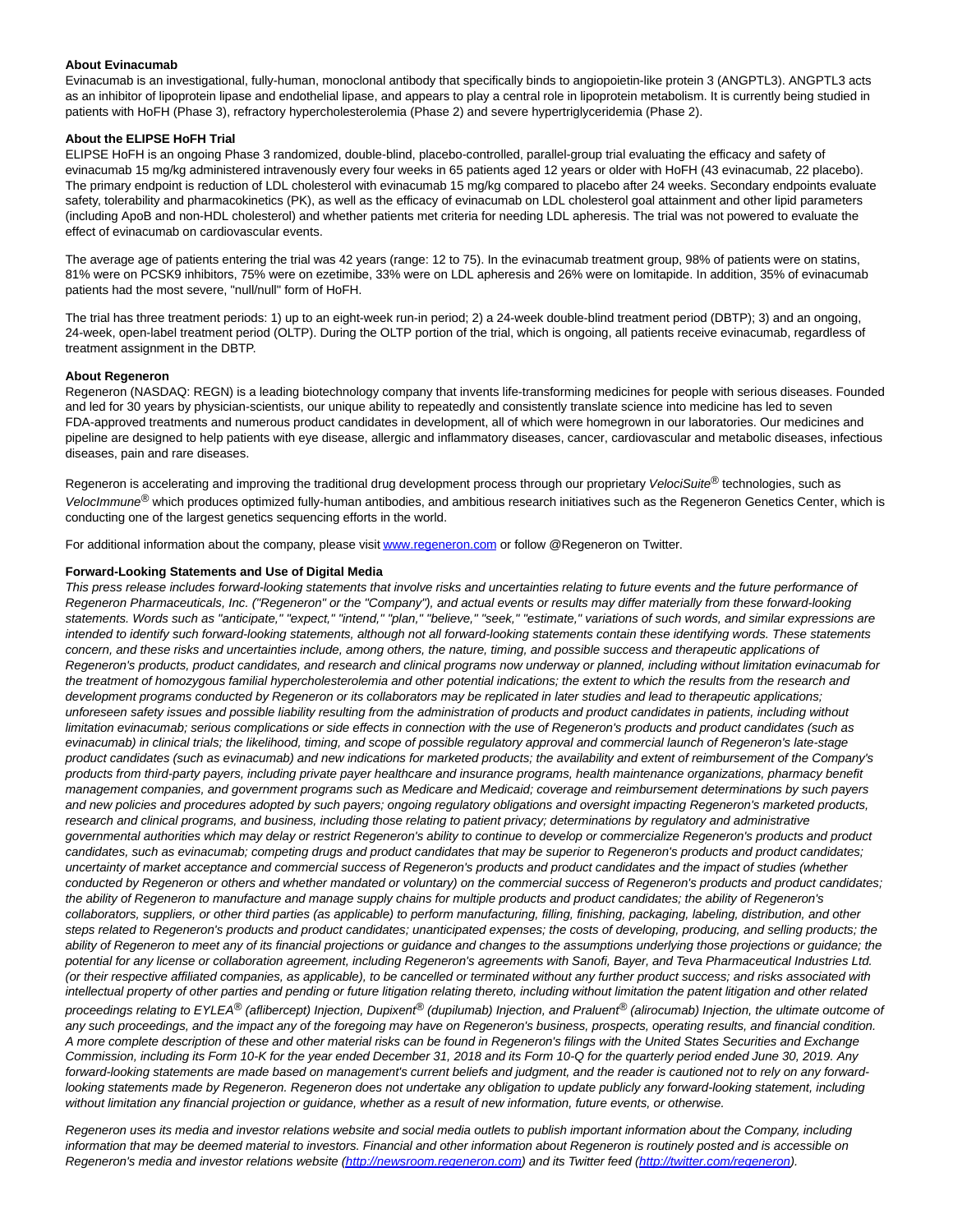**About Evinacumab**

Evinacumab is an investigational, fully-human, monoclonal antibody that specifically binds to angiopoietin-like protein 3 (ANGPTL3). ANGPTL3 acts as an inhibitor of lipoprotein lipase and endothelial lipase, and appears to play a central role in lipoprotein metabolism. It is currently being studied in patients with HoFH (Phase 3), refractory hypercholesterolemia (Phase 2) and severe hypertriglyceridemia (Phase 2).

**About the ELIPSE HoFH Trial**

ELIPSE HoFH is an ongoing Phase 3 randomized, double-blind, placebo-controlled, parallel-group trial evaluating the efficacy and safety of evinacumab 15 mg/kg administered intravenously every four weeks in 65 patients aged 12 years or older with HoFH (43 evinacumab, 22 placebo). The primary endpoint is reduction of LDL cholesterol with evinacumab 15 mg/kg compared to placebo after 24 weeks. Secondary endpoints evaluate safety, tolerability and pharmacokinetics (PK), as well as the efficacy of evinacumab on LDL cholesterol goal attainment and other lipid parameters (including ApoB and non-HDL cholesterol) and whether patients met criteria for needing LDL apheresis. The trial was not powered to evaluate the effect of evinacumab on cardiovascular events.

The average age of patients entering the trial was 42 years (range: 12 to 75). In the evinacumab treatment group, 98% of patients were on statins, 81% were on PCSK9 inhibitors, 75% were on ezetimibe, 33% were on LDL apheresis and 26% were on lomitapide. In addition, 35% of evinacumab patients had the most severe, "null/null" form of HoFH.

The trial has three treatment periods: 1) up to an eight-week run-in period; 2) a 24-week double-blind treatment period (DBTP); 3) and an ongoing, 24-week, open-label treatment period (OLTP). During the OLTP portion of the trial, which is ongoing, all patients receive evinacumab, regardless of treatment assignment in the DBTP.

**About Regeneron**

Regeneron (NASDAQ: REGN) is a leading biotechnology company that invents life-transforming medicines for people with serious diseases. Founded and led for 30 years by physician-scientists, our unique ability to repeatedly and consistently translate science into medicine has led to seven FDA-approved treatments and numerous product candidates in development, all of which were homegrown in our laboratories. Our medicines and pipeline are designed to help patients with eye disease, allergic and inflammatory diseases, cancer, cardiovascular and metabolic diseases, infectious diseases, pain and rare diseases.

Regeneron is accelerating and improving the traditional drug development process through our proprietary *VelociSuite*® technologies, such as *VelocImmune*® which produces optimized fully-human antibodies, and ambitious research initiatives such as the Regeneron Genetics Center, which is conducting one of the largest genetics sequencing efforts in the world.

For additional information about the company, please visit www.regeneron.com or follow @Regeneron on Twitter.

**Forward-Looking Statements and Use of Digital Media**

*This press release includes forward-looking statements that involve risks and uncertainties relating to future events and the future performance of Regeneron Pharmaceuticals, Inc. ("Regeneron" or the "Company"), and actual events or results may differ materially from these forward-looking statements. Words such as "anticipate," "expect," "intend," "plan," "believe," "seek," "estimate," variations of such words, and similar expressions are intended to identify such forward-looking statements, although not all forward-looking statements contain these identifying words. These statements concern, and these risks and uncertainties include, among others, the nature, timing, and possible success and therapeutic applications of Regeneron's products, product candidates, and research and clinical programs now underway or planned, including without limitation evinacumab for the treatment of homozygous familial hypercholesterolemia and other potential indications; the extent to which the results from the research and development programs conducted by Regeneron or its collaborators may be replicated in later studies and lead to therapeutic applications; unforeseen safety issues and possible liability resulting from the administration of products and product candidates in patients, including without limitation evinacumab; serious complications or side effects in connection with the use of Regeneron's products and product candidates (such as evinacumab) in clinical trials; the likelihood, timing, and scope of possible regulatory approval and commercial launch of Regeneron's late-stage product candidates (such as evinacumab) and new indications for marketed products; the availability and extent of reimbursement of the Company's products from third-party payers, including private payer healthcare and insurance programs, health maintenance organizations, pharmacy benefit management companies, and government programs such as Medicare and Medicaid; coverage and reimbursement determinations by such payers and new policies and procedures adopted by such payers; ongoing regulatory obligations and oversight impacting Regeneron's marketed products, research and clinical programs, and business, including those relating to patient privacy; determinations by regulatory and administrative governmental authorities which may delay or restrict Regeneron's ability to continue to develop or commercialize Regeneron's products and product candidates, such as evinacumab; competing drugs and product candidates that may be superior to Regeneron's products and product candidates; uncertainty of market acceptance and commercial success of Regeneron's products and product candidates and the impact of studies (whether conducted by Regeneron or others and whether mandated or voluntary) on the commercial success of Regeneron's products and product candidates; the ability of Regeneron to manufacture and manage supply chains for multiple products and product candidates; the ability of Regeneron's collaborators, suppliers, or other third parties (as applicable) to perform manufacturing, filling, finishing, packaging, labeling, distribution, and other steps related to Regeneron's products and product candidates; unanticipated expenses; the costs of developing, producing, and selling products; the ability of Regeneron to meet any of its financial projections or guidance and changes to the assumptions underlying those projections or guidance; the potential for any license or collaboration agreement, including Regeneron's agreements with Sanofi, Bayer, and Teva Pharmaceutical Industries Ltd. (or their respective affiliated companies, as applicable), to be cancelled or terminated without any further product success; and risks associated with intellectual property of other parties and pending or future litigation relating thereto, including without limitation the patent litigation and other related proceedings relating to EYLEA® (aflibercept) Injection, Dupixent® (dupilumab) Injection, and Praluent® (alirocumab) Injection, the ultimate outcome of any such proceedings, and the impact any of the foregoing may have on Regeneron's business, prospects, operating results, and financial condition. A more complete description of these and other material risks can be found in Regeneron's filings with the United States Securities and Exchange Commission, including its Form 10-K for the year ended December 31, 2018 and its Form 10-Q for the quarterly period ended June 30, 2019. Any forward-looking statements are made based on management's current beliefs and judgment, and the reader is cautioned not to rely on any forward-looking statements made by Regeneron. Regeneron does not undertake any obligation to update publicly any forward-looking statement, including without limitation any financial projection or guidance, whether as a result of new information, future events, or otherwise.*

*Regeneron uses its media and investor relations website and social media outlets to publish important information about the Company, including information that may be deemed material to investors. Financial and other information about Regeneron is routinely posted and is accessible on Regeneron's media and investor relations website (http://newsroom.regeneron.com) and its Twitter feed (http://twitter.com/regeneron).*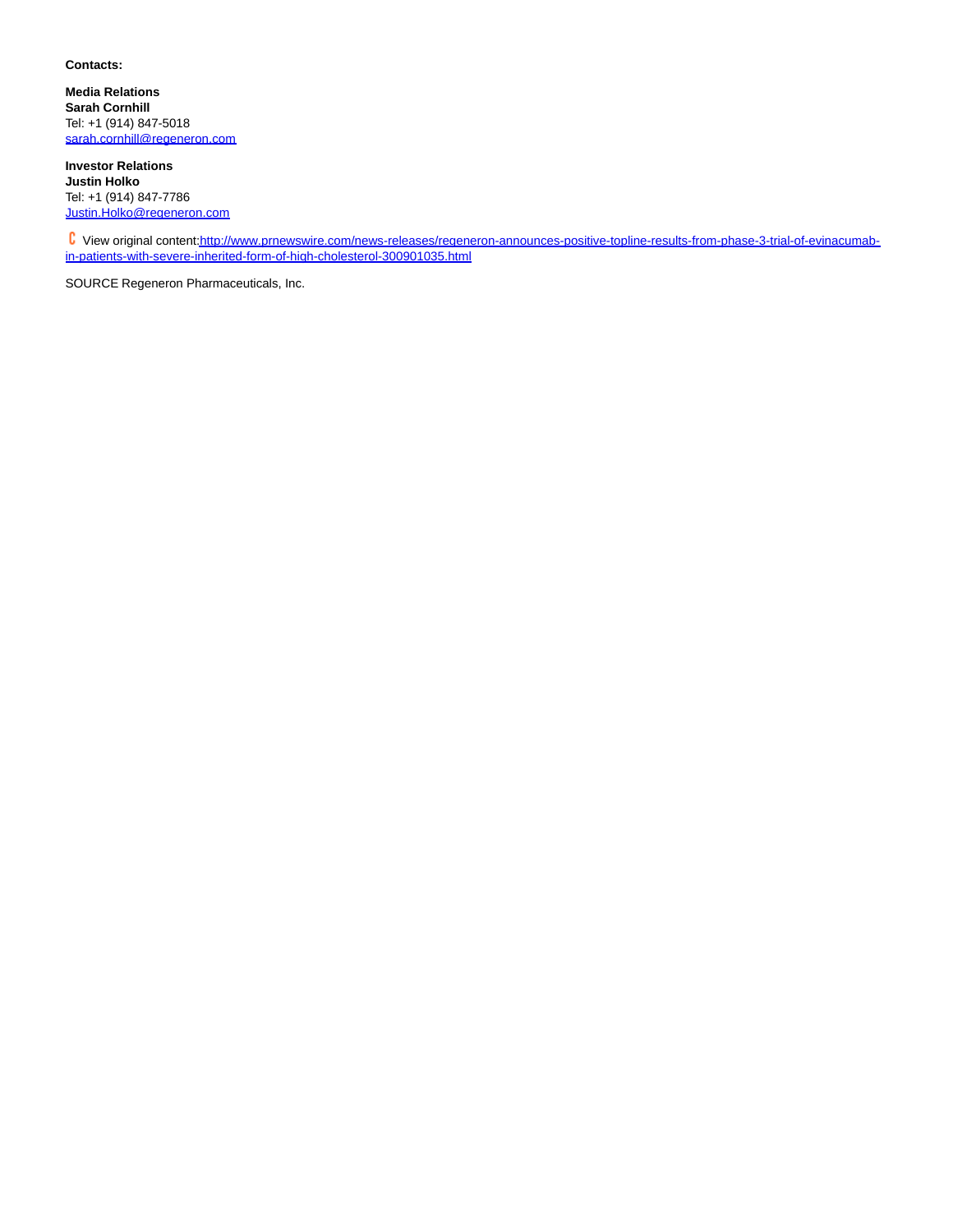**Contacts:**

**Media Relations**
**Sarah Cornhill**
Tel: +1 (914) 847-5018
sarah.cornhill@regeneron.com

**Investor Relations**
**Justin Holko**
Tel: +1 (914) 847-7786
Justin.Holko@regeneron.com

View original content:http://www.prnewswire.com/news-releases/regeneron-announces-positive-topline-results-from-phase-3-trial-of-evinacumab-in-patients-with-severe-inherited-form-of-high-cholesterol-300901035.html

SOURCE Regeneron Pharmaceuticals, Inc.